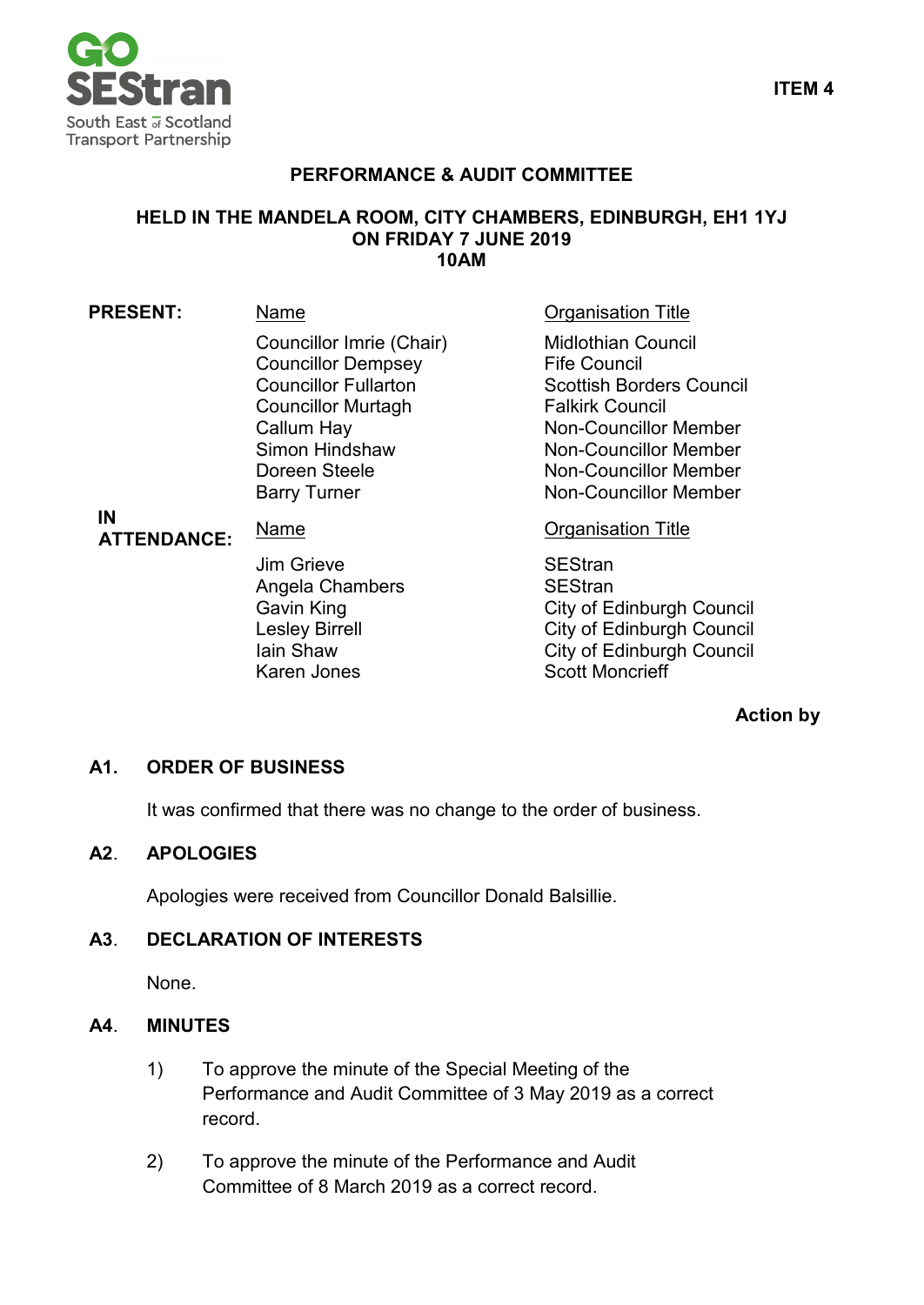GO SEStran
South East of Scotland Transport Partnership

**ITEM 4**

# PERFORMANCE & AUDIT COMMITTEE

## HELD IN THE MANDELA ROOM, CITY CHAMBERS, EDINBURGH, EH1 1YJ ON FRIDAY 7 JUNE 2019 10AM

**PRESENT:**

| Name | Organisation Title |
|---|---|
| Councillor Imrie (Chair) | Midlothian Council |
| Councillor Dempsey | Fife Council |
| Councillor Fullarton | Scottish Borders Council |
| Councillor Murtagh | Falkirk Council |
| Callum Hay | Non-Councillor Member |
| Simon Hindshaw | Non-Councillor Member |
| Doreen Steele | Non-Councillor Member |
| Barry Turner | Non-Councillor Member |

**IN ATTENDANCE:**

| Name | Organisation Title |
|---|---|
| Jim Grieve | SEStran |
| Angela Chambers | SEStran |
| Gavin King | City of Edinburgh Council |
| Lesley Birrell | City of Edinburgh Council |
| Iain Shaw | City of Edinburgh Council |
| Karen Jones | Scott Moncrieff |

**Action by**

### A1. ORDER OF BUSINESS

It was confirmed that there was no change to the order of business.

### A2. APOLOGIES

Apologies were received from Councillor Donald Balsillie.

### A3. DECLARATION OF INTERESTS

None.

### A4. MINUTES

1) To approve the minute of the Special Meeting of the Performance and Audit Committee of 3 May 2019 as a correct record.

2) To approve the minute of the Performance and Audit Committee of 8 March 2019 as a correct record.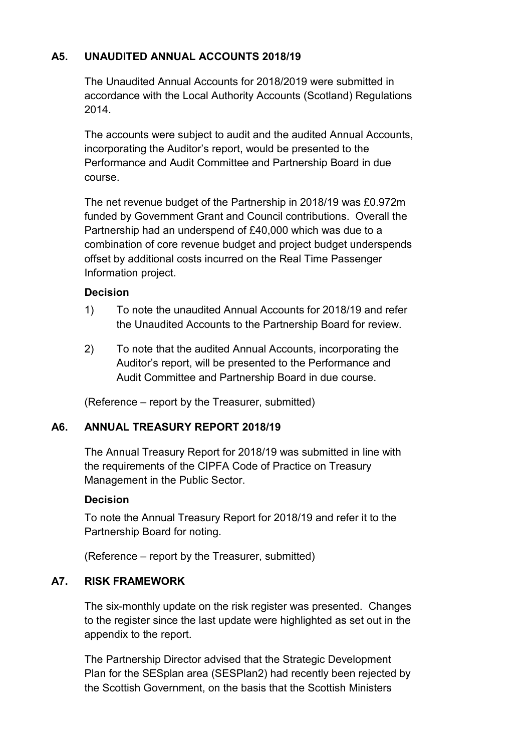## A5. UNAUDITED ANNUAL ACCOUNTS 2018/19

The Unaudited Annual Accounts for 2018/2019 were submitted in accordance with the Local Authority Accounts (Scotland) Regulations 2014.

The accounts were subject to audit and the audited Annual Accounts, incorporating the Auditor's report, would be presented to the Performance and Audit Committee and Partnership Board in due course.

The net revenue budget of the Partnership in 2018/19 was £0.972m funded by Government Grant and Council contributions. Overall the Partnership had an underspend of £40,000 which was due to a combination of core revenue budget and project budget underspends offset by additional costs incurred on the Real Time Passenger Information project.

**Decision**

1) To note the unaudited Annual Accounts for 2018/19 and refer the Unaudited Accounts to the Partnership Board for review.

2) To note that the audited Annual Accounts, incorporating the Auditor's report, will be presented to the Performance and Audit Committee and Partnership Board in due course.

(Reference – report by the Treasurer, submitted)

## A6. ANNUAL TREASURY REPORT 2018/19

The Annual Treasury Report for 2018/19 was submitted in line with the requirements of the CIPFA Code of Practice on Treasury Management in the Public Sector.

**Decision**

To note the Annual Treasury Report for 2018/19 and refer it to the Partnership Board for noting.

(Reference – report by the Treasurer, submitted)

## A7. RISK FRAMEWORK

The six-monthly update on the risk register was presented. Changes to the register since the last update were highlighted as set out in the appendix to the report.

The Partnership Director advised that the Strategic Development Plan for the SESplan area (SESPlan2) had recently been rejected by the Scottish Government, on the basis that the Scottish Ministers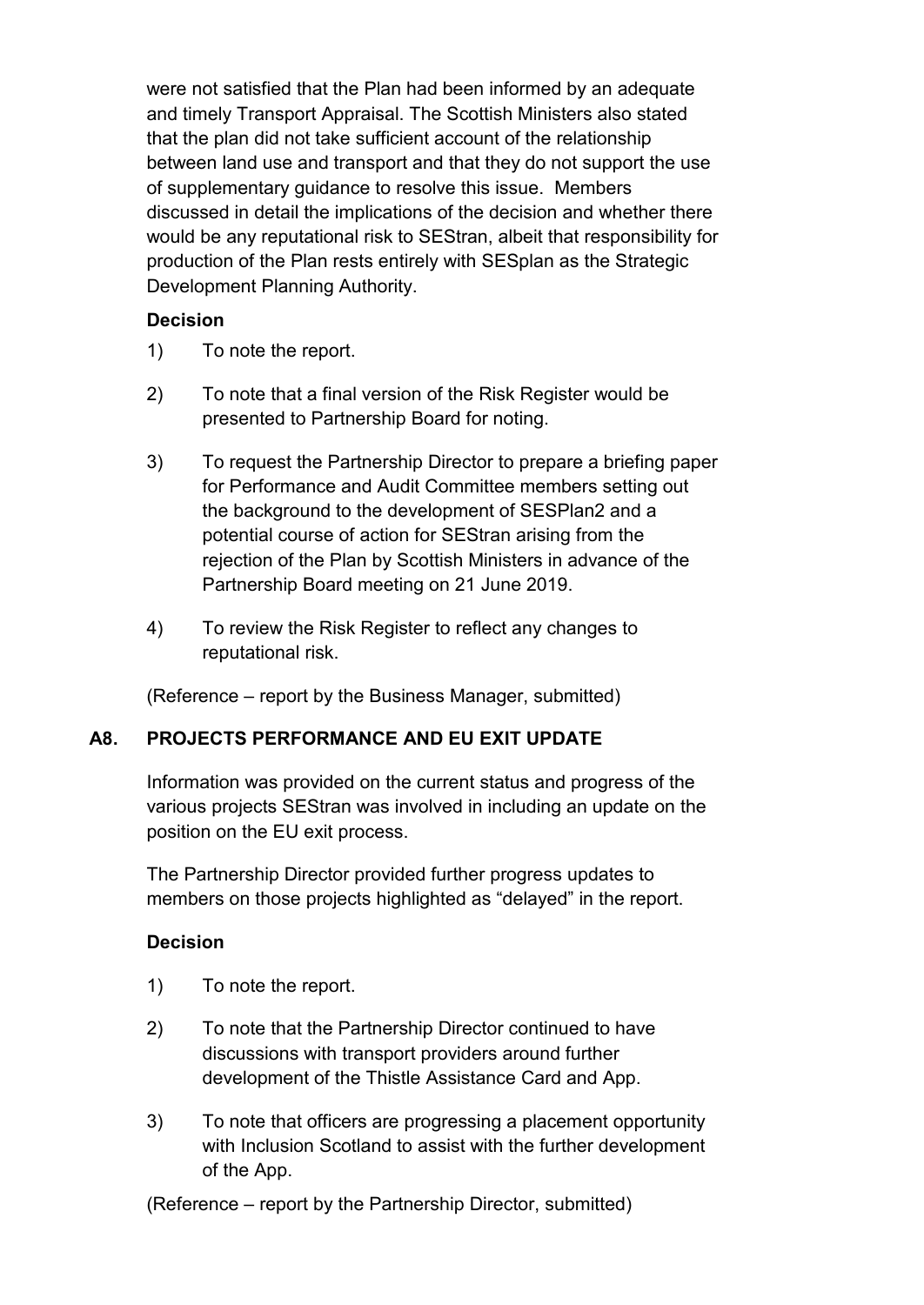were not satisfied that the Plan had been informed by an adequate and timely Transport Appraisal. The Scottish Ministers also stated that the plan did not take sufficient account of the relationship between land use and transport and that they do not support the use of supplementary guidance to resolve this issue. Members discussed in detail the implications of the decision and whether there would be any reputational risk to SEStran, albeit that responsibility for production of the Plan rests entirely with SESplan as the Strategic Development Planning Authority.

**Decision**

1) To note the report.

2) To note that a final version of the Risk Register would be presented to Partnership Board for noting.

3) To request the Partnership Director to prepare a briefing paper for Performance and Audit Committee members setting out the background to the development of SESPlan2 and a potential course of action for SEStran arising from the rejection of the Plan by Scottish Ministers in advance of the Partnership Board meeting on 21 June 2019.

4) To review the Risk Register to reflect any changes to reputational risk.

(Reference – report by the Business Manager, submitted)

## A8. PROJECTS PERFORMANCE AND EU EXIT UPDATE

Information was provided on the current status and progress of the various projects SEStran was involved in including an update on the position on the EU exit process.

The Partnership Director provided further progress updates to members on those projects highlighted as "delayed" in the report.

**Decision**

1) To note the report.

2) To note that the Partnership Director continued to have discussions with transport providers around further development of the Thistle Assistance Card and App.

3) To note that officers are progressing a placement opportunity with Inclusion Scotland to assist with the further development of the App.

(Reference – report by the Partnership Director, submitted)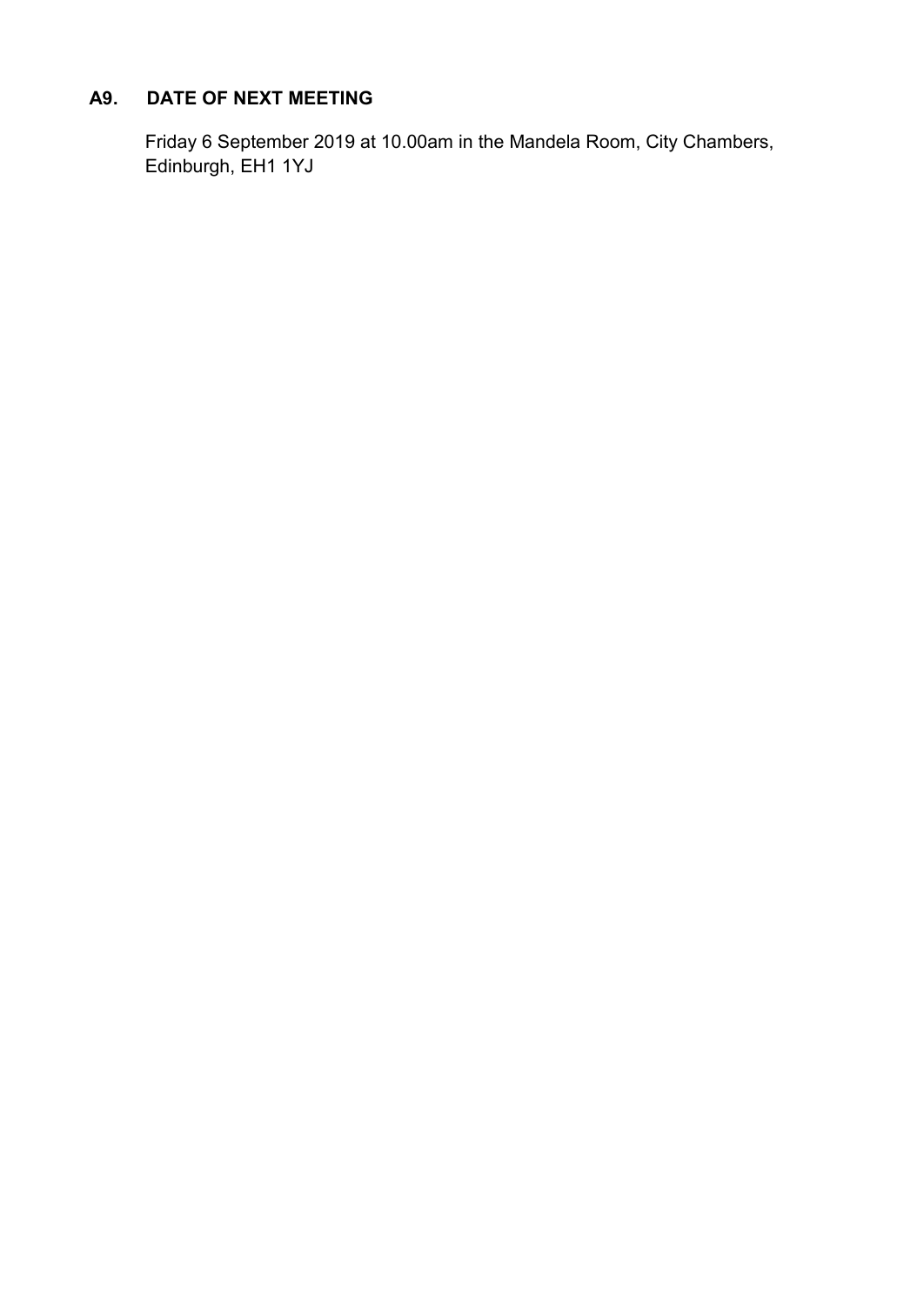## A9. DATE OF NEXT MEETING

Friday 6 September 2019 at 10.00am in the Mandela Room, City Chambers, Edinburgh, EH1 1YJ